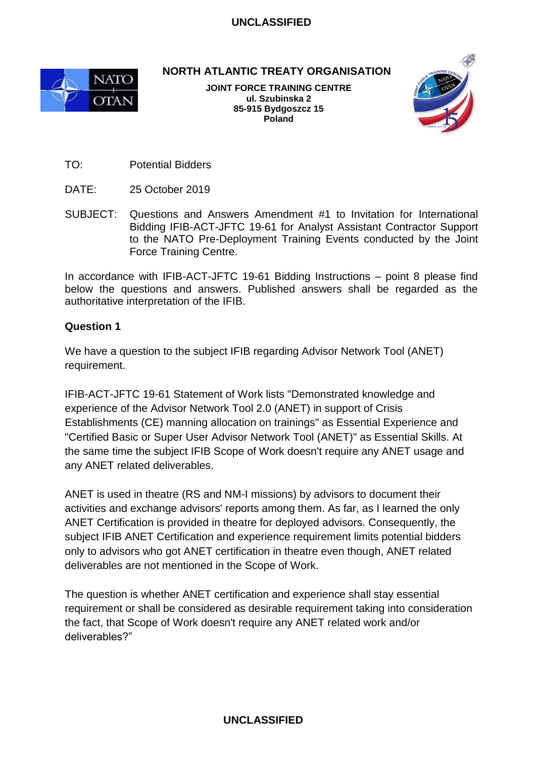**NORTH ATLANTIC TREATY ORGANISATION**

**JOINT FORCE TRAINING CENTRE**
**ul. Szubinska 2**
**85-915 Bydgoszcz 15**
**Poland**

TO: Potential Bidders

DATE: 25 October 2019

SUBJECT: Questions and Answers Amendment #1 to Invitation for International Bidding IFIB-ACT-JFTC 19-61 for Analyst Assistant Contractor Support to the NATO Pre-Deployment Training Events conducted by the Joint Force Training Centre.

In accordance with IFIB-ACT-JFTC 19-61 Bidding Instructions – point 8 please find below the questions and answers. Published answers shall be regarded as the authoritative interpretation of the IFIB.

**Question 1**

We have a question to the subject IFIB regarding Advisor Network Tool (ANET) requirement.

IFIB-ACT-JFTC 19-61 Statement of Work lists "Demonstrated knowledge and experience of the Advisor Network Tool 2.0 (ANET) in support of Crisis Establishments (CE) manning allocation on trainings" as Essential Experience and "Certified Basic or Super User Advisor Network Tool (ANET)" as Essential Skills. At the same time the subject IFIB Scope of Work doesn't require any ANET usage and any ANET related deliverables.

ANET is used in theatre (RS and NM-I missions) by advisors to document their activities and exchange advisors' reports among them. As far, as I learned the only ANET Certification is provided in theatre for deployed advisors. Consequently, the subject IFIB ANET Certification and experience requirement limits potential bidders only to advisors who got ANET certification in theatre even though, ANET related deliverables are not mentioned in the Scope of Work.

The question is whether ANET certification and experience shall stay essential requirement or shall be considered as desirable requirement taking into consideration the fact, that Scope of Work doesn't require any ANET related work and/or deliverables?"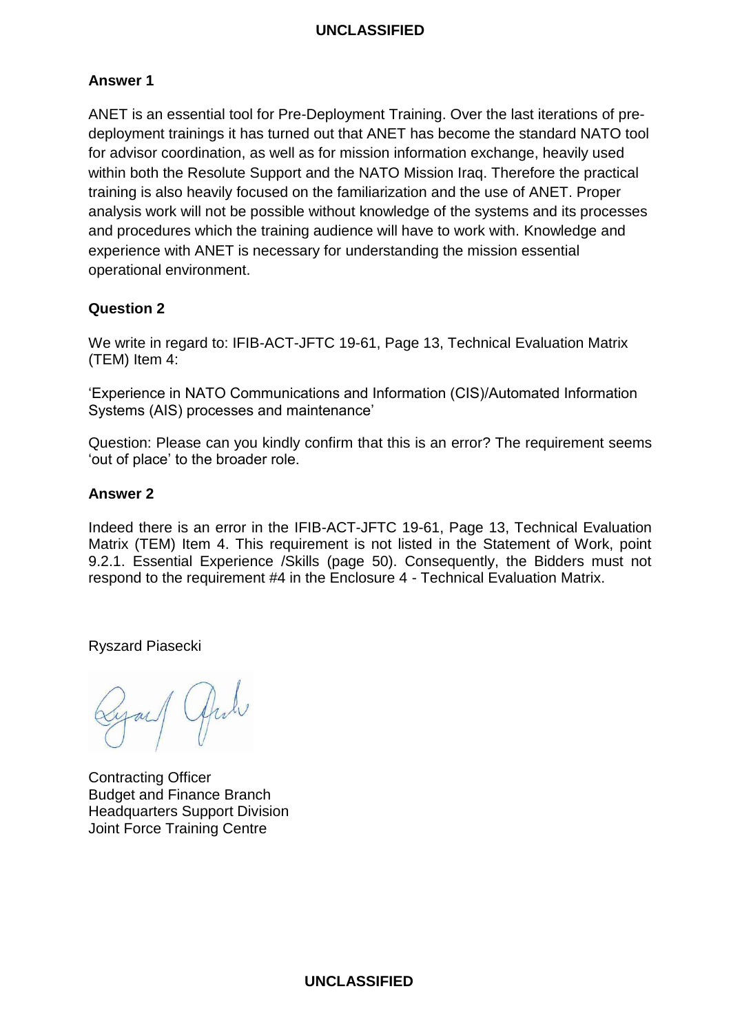**Answer 1**

ANET is an essential tool for Pre-Deployment Training. Over the last iterations of pre-deployment trainings it has turned out that ANET has become the standard NATO tool for advisor coordination, as well as for mission information exchange, heavily used within both the Resolute Support and the NATO Mission Iraq. Therefore the practical training is also heavily focused on the familiarization and the use of ANET. Proper analysis work will not be possible without knowledge of the systems and its processes and procedures which the training audience will have to work with. Knowledge and experience with ANET is necessary for understanding the mission essential operational environment.

**Question 2**

We write in regard to: IFIB-ACT-JFTC 19-61, Page 13, Technical Evaluation Matrix (TEM) Item 4:

'Experience in NATO Communications and Information (CIS)/Automated Information Systems (AIS) processes and maintenance'

Question: Please can you kindly confirm that this is an error? The requirement seems 'out of place' to the broader role.

**Answer 2**

Indeed there is an error in the IFIB-ACT-JFTC 19-61, Page 13, Technical Evaluation Matrix (TEM) Item 4. This requirement is not listed in the Statement of Work, point 9.2.1. Essential Experience /Skills (page 50). Consequently, the Bidders must not respond to the requirement #4 in the Enclosure 4 - Technical Evaluation Matrix.

Ryszard Piasecki

Contracting Officer
Budget and Finance Branch
Headquarters Support Division
Joint Force Training Centre